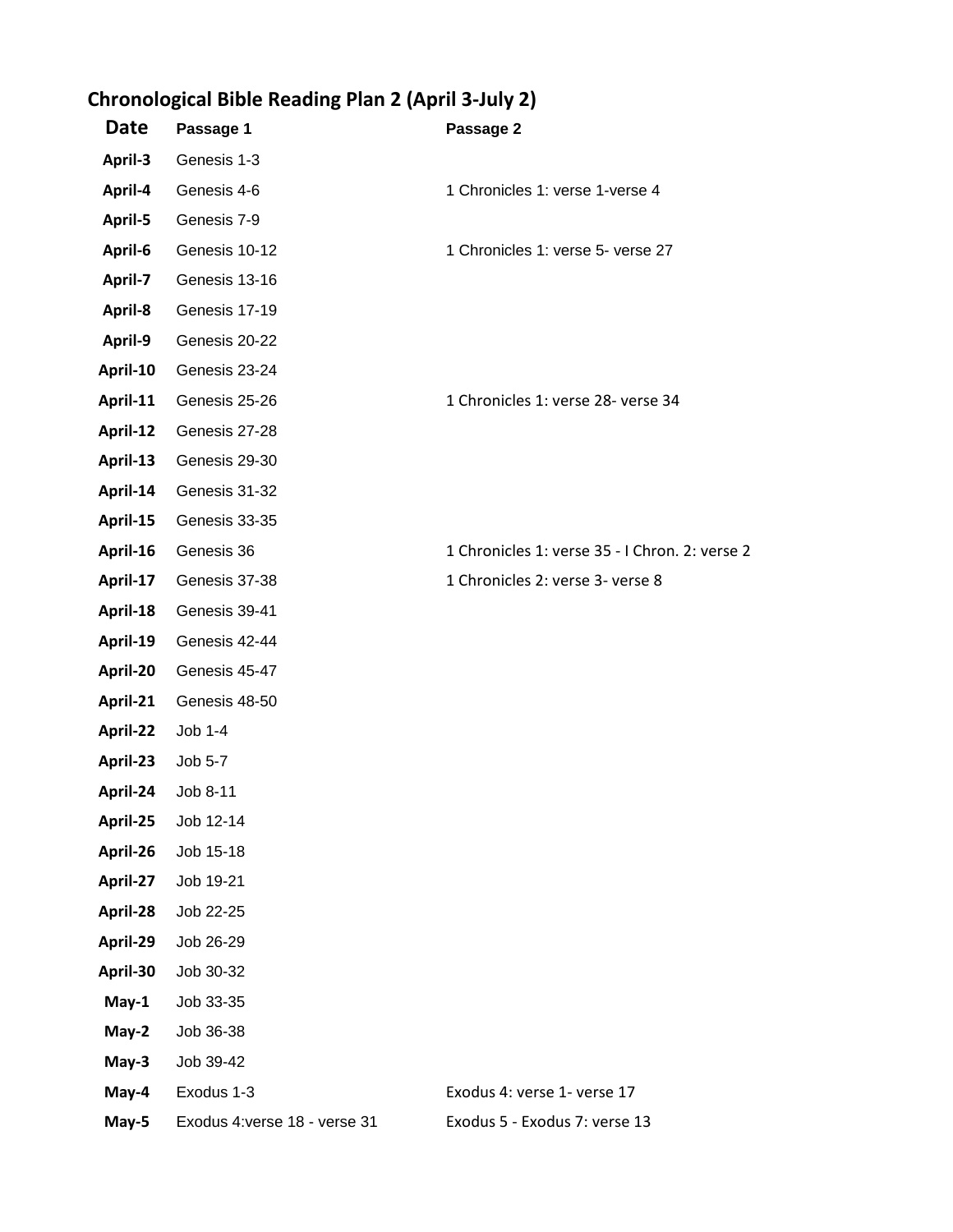## Chronological Bible Reading Plan 2 (April 3-July 2)

| Date | Passage 1 | Passage 2 |
|---|---|---|
| April-3 | Genesis 1-3 | |
| April-4 | Genesis 4-6 | 1 Chronicles 1: verse 1-verse 4 |
| April-5 | Genesis 7-9 | |
| April-6 | Genesis 10-12 | 1 Chronicles 1: verse 5- verse 27 |
| April-7 | Genesis 13-16 | |
| April-8 | Genesis 17-19 | |
| April-9 | Genesis 20-22 | |
| April-10 | Genesis 23-24 | |
| April-11 | Genesis 25-26 | 1 Chronicles 1: verse 28- verse 34 |
| April-12 | Genesis 27-28 | |
| April-13 | Genesis 29-30 | |
| April-14 | Genesis 31-32 | |
| April-15 | Genesis 33-35 | |
| April-16 | Genesis 36 | 1 Chronicles 1: verse 35 - I Chron. 2: verse 2 |
| April-17 | Genesis 37-38 | 1 Chronicles 2: verse 3- verse 8 |
| April-18 | Genesis 39-41 | |
| April-19 | Genesis 42-44 | |
| April-20 | Genesis 45-47 | |
| April-21 | Genesis 48-50 | |
| April-22 | Job 1-4 | |
| April-23 | Job 5-7 | |
| April-24 | Job 8-11 | |
| April-25 | Job 12-14 | |
| April-26 | Job 15-18 | |
| April-27 | Job 19-21 | |
| April-28 | Job 22-25 | |
| April-29 | Job 26-29 | |
| April-30 | Job 30-32 | |
| May-1 | Job 33-35 | |
| May-2 | Job 36-38 | |
| May-3 | Job 39-42 | |
| May-4 | Exodus 1-3 | Exodus 4: verse 1- verse 17 |
| May-5 | Exodus 4:verse 18 - verse 31 | Exodus 5 - Exodus 7: verse 13 |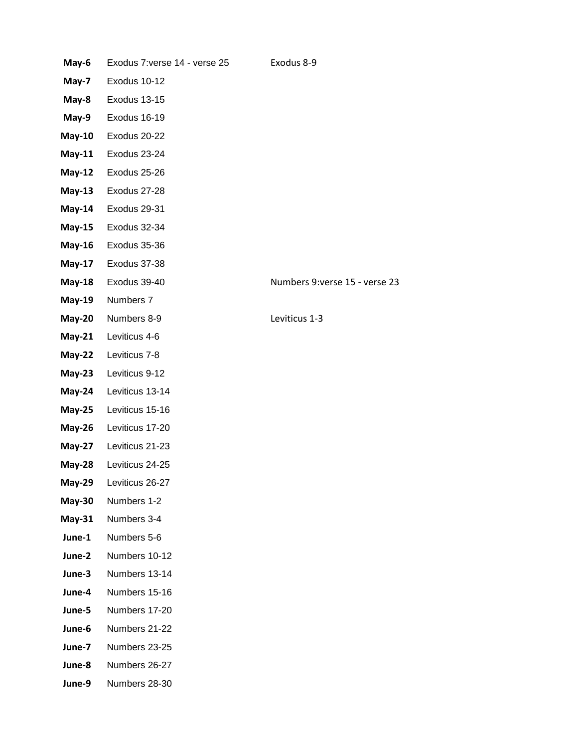| | | |
|---|---|---|
| **May-6** | Exodus 7:verse 14 - verse 25 | Exodus 8-9 |
| **May-7** | Exodus 10-12 | |
| **May-8** | Exodus 13-15 | |
| **May-9** | Exodus 16-19 | |
| **May-10** | Exodus 20-22 | |
| **May-11** | Exodus 23-24 | |
| **May-12** | Exodus 25-26 | |
| **May-13** | Exodus 27-28 | |
| **May-14** | Exodus 29-31 | |
| **May-15** | Exodus 32-34 | |
| **May-16** | Exodus 35-36 | |
| **May-17** | Exodus 37-38 | |
| **May-18** | Exodus 39-40 | Numbers 9:verse 15 - verse 23 |
| **May-19** | Numbers 7 | |
| **May-20** | Numbers 8-9 | Leviticus 1-3 |
| **May-21** | Leviticus 4-6 | |
| **May-22** | Leviticus 7-8 | |
| **May-23** | Leviticus 9-12 | |
| **May-24** | Leviticus 13-14 | |
| **May-25** | Leviticus 15-16 | |
| **May-26** | Leviticus 17-20 | |
| **May-27** | Leviticus 21-23 | |
| **May-28** | Leviticus 24-25 | |
| **May-29** | Leviticus 26-27 | |
| **May-30** | Numbers 1-2 | |
| **May-31** | Numbers 3-4 | |
| **June-1** | Numbers 5-6 | |
| **June-2** | Numbers 10-12 | |
| **June-3** | Numbers 13-14 | |
| **June-4** | Numbers 15-16 | |
| **June-5** | Numbers 17-20 | |
| **June-6** | Numbers 21-22 | |
| **June-7** | Numbers 23-25 | |
| **June-8** | Numbers 26-27 | |
| **June-9** | Numbers 28-30 | |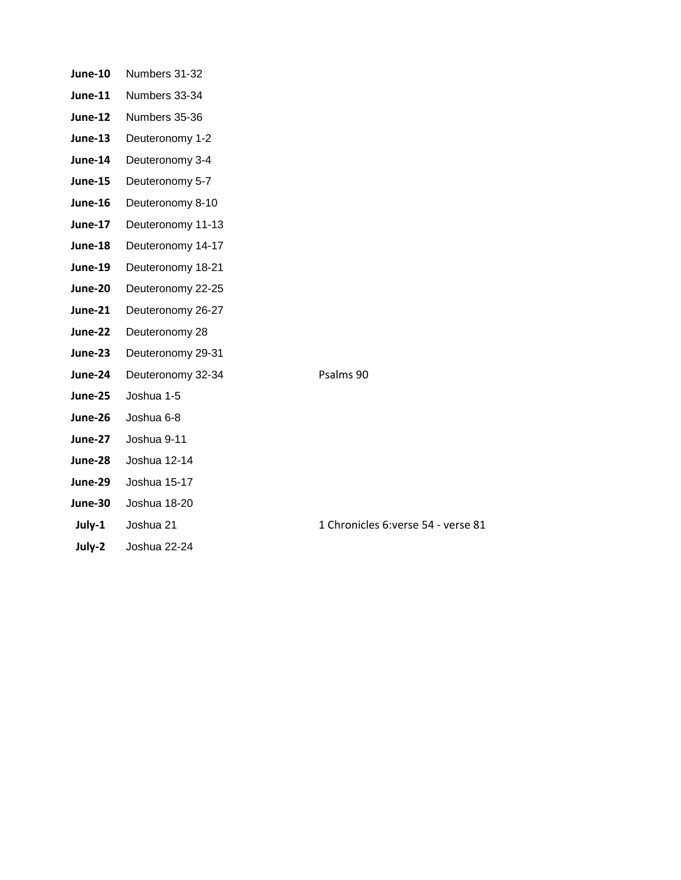| | | |
|---|---|---|
| **June-10** | Numbers 31-32 | |
| **June-11** | Numbers 33-34 | |
| **June-12** | Numbers 35-36 | |
| **June-13** | Deuteronomy 1-2 | |
| **June-14** | Deuteronomy 3-4 | |
| **June-15** | Deuteronomy 5-7 | |
| **June-16** | Deuteronomy 8-10 | |
| **June-17** | Deuteronomy 11-13 | |
| **June-18** | Deuteronomy 14-17 | |
| **June-19** | Deuteronomy 18-21 | |
| **June-20** | Deuteronomy 22-25 | |
| **June-21** | Deuteronomy 26-27 | |
| **June-22** | Deuteronomy 28 | |
| **June-23** | Deuteronomy 29-31 | |
| **June-24** | Deuteronomy 32-34 | Psalms 90 |
| **June-25** | Joshua 1-5 | |
| **June-26** | Joshua 6-8 | |
| **June-27** | Joshua 9-11 | |
| **June-28** | Joshua 12-14 | |
| **June-29** | Joshua 15-17 | |
| **June-30** | Joshua 18-20 | |
| **July-1** | Joshua 21 | 1 Chronicles 6:verse 54 - verse 81 |
| **July-2** | Joshua 22-24 | |